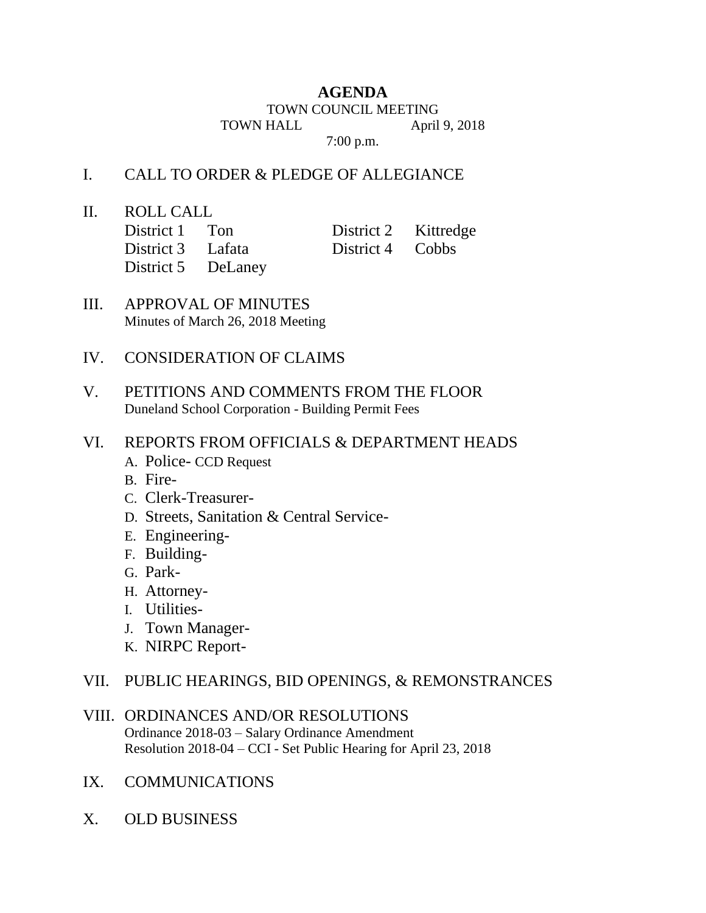# AGENDA

TOWN COUNCIL MEETING

TOWN HALL April 9, 2018

7:00 p.m.

I. CALL TO ORDER & PLEDGE OF ALLEGIANCE

II. ROLL CALL

| | | | |
|---|---|---|---|
| District 1 | Ton | District 2 | Kittredge |
| District 3 | Lafata | District 4 | Cobbs |
| District 5 | DeLaney | | |

III. APPROVAL OF MINUTES
Minutes of March 26, 2018 Meeting

IV. CONSIDERATION OF CLAIMS

V. PETITIONS AND COMMENTS FROM THE FLOOR
Duneland School Corporation - Building Permit Fees

VI. REPORTS FROM OFFICIALS & DEPARTMENT HEADS

A. Police- CCD Request
B. Fire-
C. Clerk-Treasurer-
D. Streets, Sanitation & Central Service-
E. Engineering-
F. Building-
G. Park-
H. Attorney-
I. Utilities-
J. Town Manager-
K. NIRPC Report-

VII. PUBLIC HEARINGS, BID OPENINGS, & REMONSTRANCES

VIII. ORDINANCES AND/OR RESOLUTIONS
Ordinance 2018-03 – Salary Ordinance Amendment
Resolution 2018-04 – CCI - Set Public Hearing for April 23, 2018

IX. COMMUNICATIONS

X. OLD BUSINESS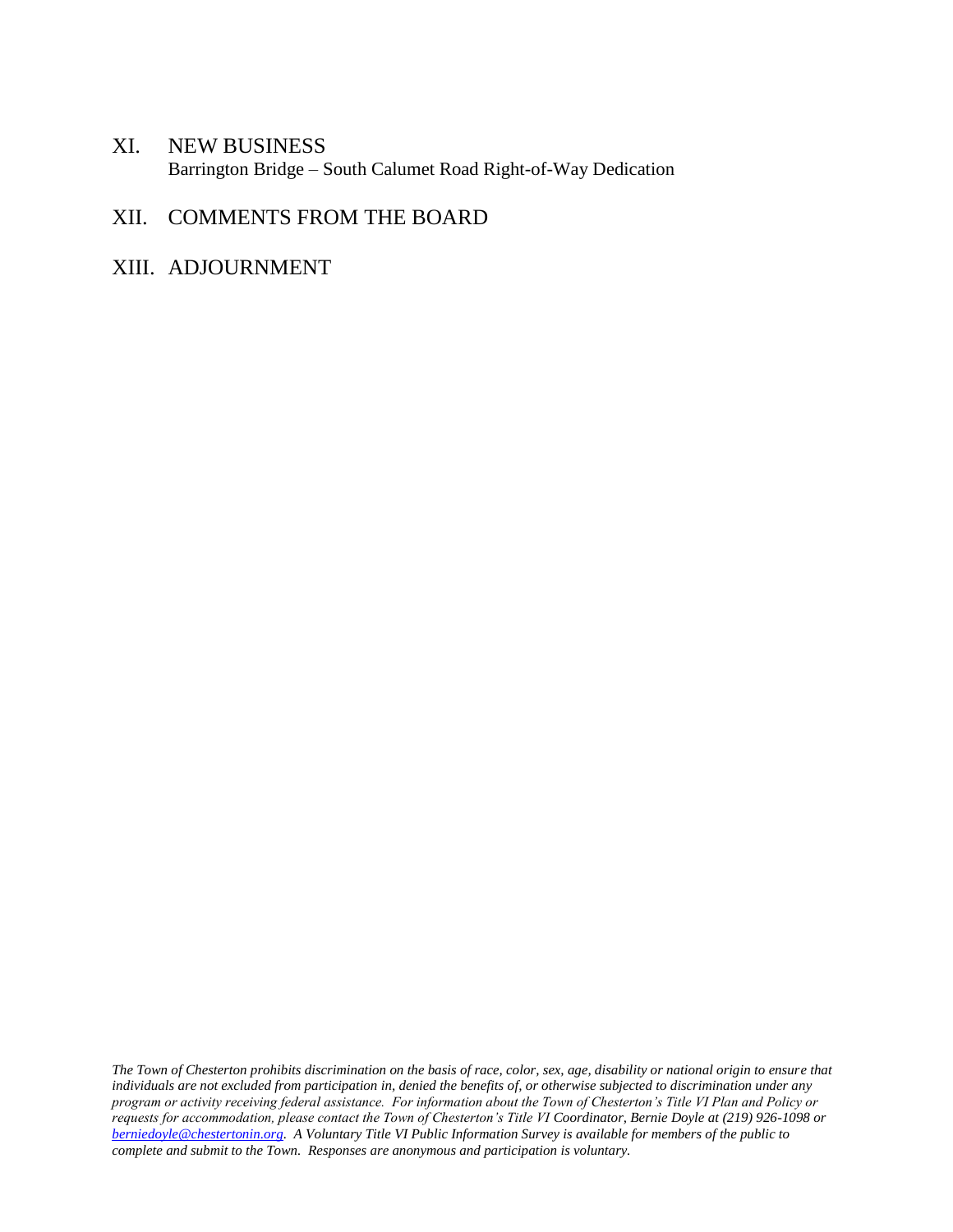XI. NEW BUSINESS

Barrington Bridge – South Calumet Road Right-of-Way Dedication

XII. COMMENTS FROM THE BOARD

XIII. ADJOURNMENT

*The Town of Chesterton prohibits discrimination on the basis of race, color, sex, age, disability or national origin to ensure that individuals are not excluded from participation in, denied the benefits of, or otherwise subjected to discrimination under any program or activity receiving federal assistance. For information about the Town of Chesterton's Title VI Plan and Policy or requests for accommodation, please contact the Town of Chesterton's Title VI Coordinator, Bernie Doyle at (219) 926-1098 or berniedoyle@chestertonin.org. A Voluntary Title VI Public Information Survey is available for members of the public to complete and submit to the Town. Responses are anonymous and participation is voluntary.*